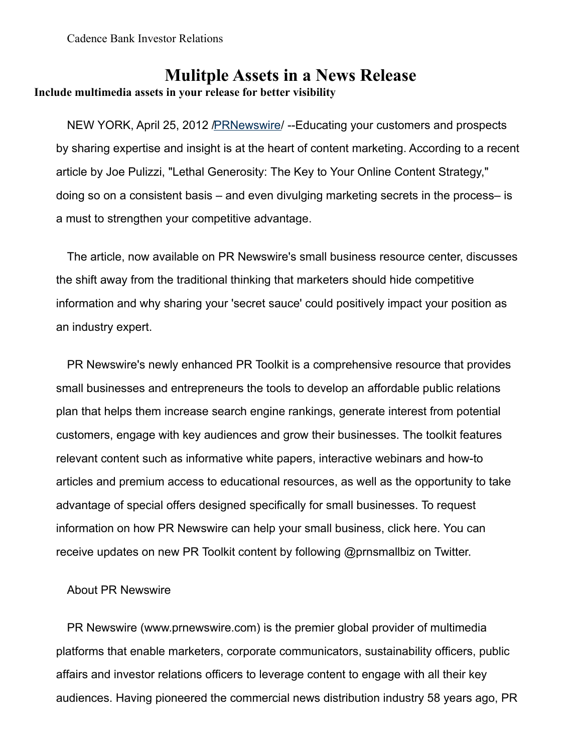Cadence Bank Investor Relations

# Mulitple Assets in a News Release

**Include multimedia assets in your release for better visibility**

NEW YORK, April 25, 2012 /PRNewswire/ --Educating your customers and prospects by sharing expertise and insight is at the heart of content marketing. According to a recent article by Joe Pulizzi, "Lethal Generosity: The Key to Your Online Content Strategy," doing so on a consistent basis – and even divulging marketing secrets in the process– is a must to strengthen your competitive advantage.

The article, now available on PR Newswire's small business resource center, discusses the shift away from the traditional thinking that marketers should hide competitive information and why sharing your 'secret sauce' could positively impact your position as an industry expert.

PR Newswire's newly enhanced PR Toolkit is a comprehensive resource that provides small businesses and entrepreneurs the tools to develop an affordable public relations plan that helps them increase search engine rankings, generate interest from potential customers, engage with key audiences and grow their businesses. The toolkit features relevant content such as informative white papers, interactive webinars and how-to articles and premium access to educational resources, as well as the opportunity to take advantage of special offers designed specifically for small businesses. To request information on how PR Newswire can help your small business, click here. You can receive updates on new PR Toolkit content by following @prnsmallbiz on Twitter.

About PR Newswire

PR Newswire (www.prnewswire.com) is the premier global provider of multimedia platforms that enable marketers, corporate communicators, sustainability officers, public affairs and investor relations officers to leverage content to engage with all their key audiences. Having pioneered the commercial news distribution industry 58 years ago, PR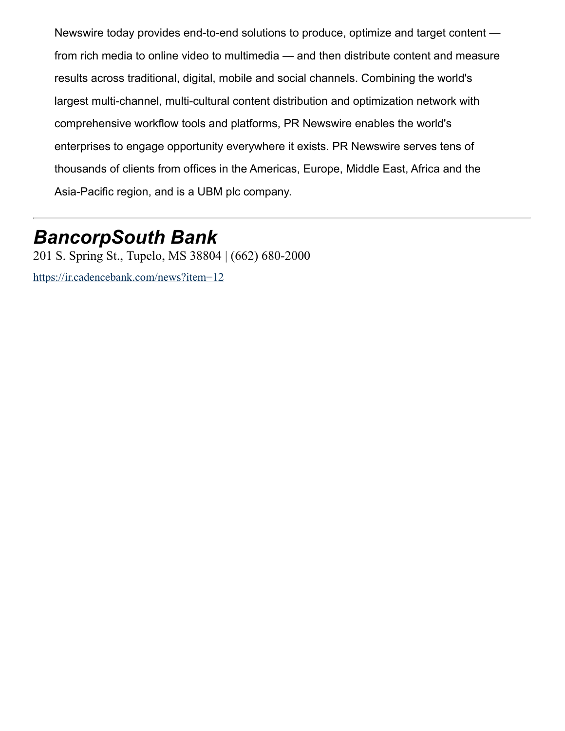Newswire today provides end-to-end solutions to produce, optimize and target content — from rich media to online video to multimedia — and then distribute content and measure results across traditional, digital, mobile and social channels. Combining the world's largest multi-channel, multi-cultural content distribution and optimization network with comprehensive workflow tools and platforms, PR Newswire enables the world's enterprises to engage opportunity everywhere it exists. PR Newswire serves tens of thousands of clients from offices in the Americas, Europe, Middle East, Africa and the Asia-Pacific region, and is a UBM plc company.

---

# *BancorpSouth Bank*

201 S. Spring St., Tupelo, MS 38804 | (662) 680-2000

https://ir.cadencebank.com/news?item=12